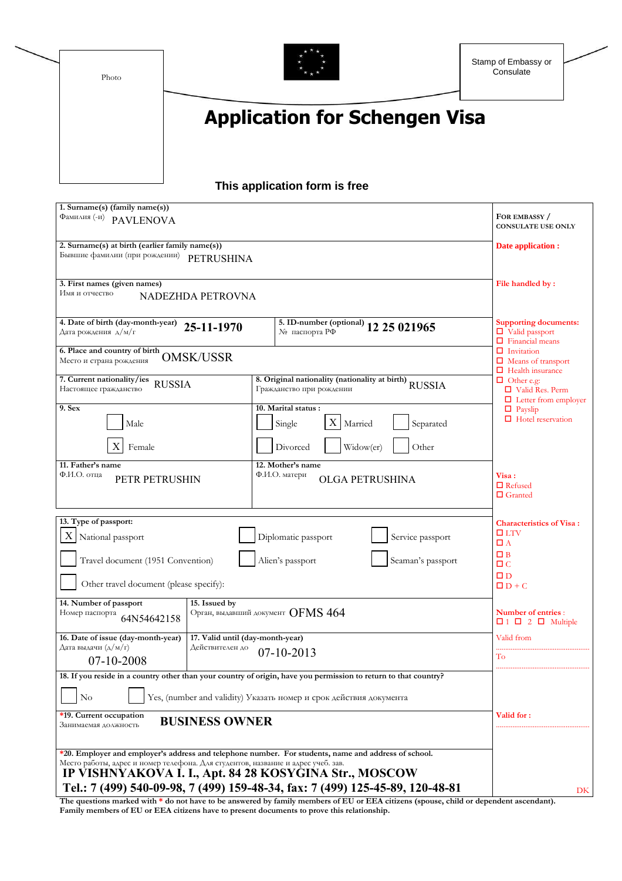Photo

Stamp of Embassy or Consulate

# Application for Schengen Visa

**This application form is free**

| | FOR EMBASSY / CONSULATE USE ONLY |
|---|---|
| **1. Surname(s) (family name(s))** Фамилия (-и) PAVLENOVA | |
| **2. Surname(s) at birth (earlier family name(s))** Бывшие фамилии (при рождении) PETRUSHINA | **Date application :** |
| **3. First names (given names)** Имя и отчество NADEZHDA PETROVNA | **File handled by :** |
| **4. Date of birth (day-month-year)** Дата рождения д/м/г **25-11-1970** ; **5. ID-number (optional)** № паспорта РФ **12 25 021965** | **Supporting documents:** ☐ Valid passport ☐ Financial means ☐ Invitation ☐ Means of transport ☐ Health insurance ☐ Other e.g: ☐ Valid Res. Perm ☐ Letter from employer ☐ Payslip ☐ Hotel reservation |
| **6. Place and country of birth** Место и страна рождения OMSK/USSR | |
| **7. Current nationality/ies** Настоящее гражданство RUSSIA ; **8. Original nationality (nationality at birth)** Гражданство при рождении RUSSIA | |
| **9. Sex** ☐ Male ☒ Female ; **10. Marital status :** ☐ Single ☒ Married ☐ Separated ☐ Divorced ☐ Widow(er) ☐ Other | |
| **11. Father's name** Ф.И.О. отца PETR PETRUSHIN ; **12. Mother's name** Ф.И.О. матери OLGA PETRUSHINA | **Visa :** ☐ Refused ☐ Granted |
| **13. Type of passport:** ☒ National passport ☐ Diplomatic passport ☐ Service passport ☐ Travel document (1951 Convention) ☐ Alien's passport ☐ Seaman's passport ☐ Other travel document (please specify): | **Characteristics of Visa :** ☐ LTV ☐ A ☐ B ☐ C ☐ D ☐ D + C |
| **14. Number of passport** Номер паспорта 64N54642158 ; **15. Issued by** Орган, выдавший документ OFMS 464 | **Number of entries :** ☐ 1 ☐ 2 ☐ Multiple |
| **16. Date of issue (day-month-year)** Дата выдачи (д/м/г) 07-10-2008 ; **17. Valid until (day-month-year)** Действителен до 07-10-2013 | Valid from ........ To ........ |
| **18. If you reside in a country other than your country of origin, have you permission to return to that country?** ☐ No ☐ Yes, (number and validity) Указать номер и срок действия документа | |
| ***19. Current occupation** Занимаемая должность **BUSINESS OWNER** | **Valid for :** ........ |
| ***20. Employer and employer's address and telephone number. For students, name and address of school.** Место работы, адрес и номер телефона. Для студентов, название и адрес учеб. зав. **IP VISHNYAKOVA I. I., Apt. 84 28 KOSYGINA Str., MOSCOW Tel.: 7 (499) 540-09-98, 7 (499) 159-48-34, fax: 7 (499) 125-45-89, 120-48-81** | DK |

**The questions marked with * do not have to be answered by family members of EU or EEA citizens (spouse, child or dependent ascendant). Family members of EU or EEA citizens have to present documents to prove this relationship.**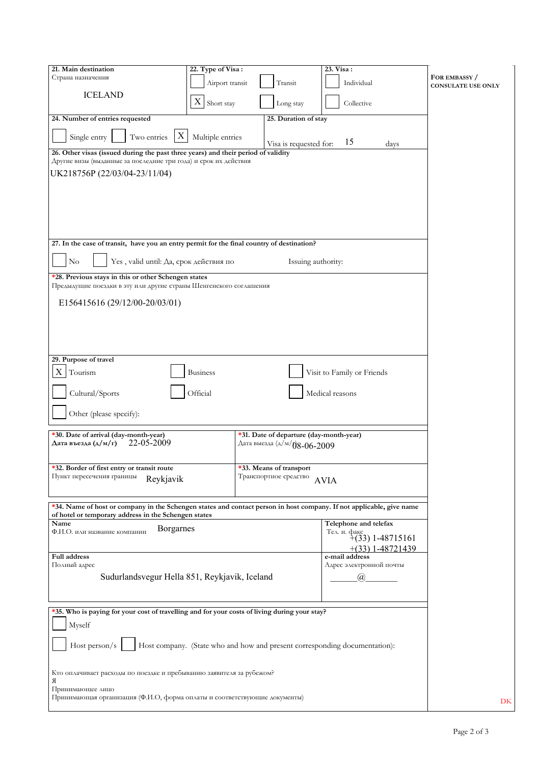**21. Main destination**
Страна назначения

ICELAND

**22. Type of Visa :**

- [ ] Airport transit
- [ ] Transit
- [x] Short stay
- [ ] Long stay

**23. Visa :**

- [ ] Individual
- [ ] Collective

**FOR EMBASSY / CONSULATE USE ONLY**

**24. Number of entries requested**

- [ ] Single entry
- [ ] Two entries
- [x] Multiple entries

**25. Duration of stay**

Visa is requested for: 15 days

**26. Other visas (issued during the past three years) and their period of validity**
Другие визы (выданные за последние три года) и срок их действия

UK218756P (22/03/04-23/11/04)

**27. In the case of transit, have you an entry permit for the final country of destination?**

- [ ] No
- [ ] Yes , valid until: Да, срок действия по

Issuing authority:

***28. Previous stays in this or other Schengen states**
Предыдущие поездки в эту или другие страны Шенгенского соглашения

E156415616 (29/12/00-20/03/01)

**29. Purpose of travel**

- [x] Tourism
- [ ] Business
- [ ] Visit to Family or Friends
- [ ] Cultural/Sports
- [ ] Official
- [ ] Medical reasons
- [ ] Other (please specify):

***30. Date of arrival (day-month-year)**
**Дата въезда (д/м/г)** 22-05-2009

***31. Date of departure (day-month-year)**
Дата выезда (д/м/г) 08-06-2009

***32. Border of first entry or transit route**
Пункт пересечения границы Reykjavik

***33. Means of transport**
Транспортное средство AVIA

***34. Name of host or company in the Schengen states and contact person in host company. If not applicable, give name of hotel or temporary address in the Schengen states**

**Name**
Ф.И.О. или название компании Borgarnes

**Telephone and telefax**
Тел. и. факс
+(33) 1-48715161
+(33) 1-48721439

**Full address**
Полный адрес

Sudurlandsvegur Hella 851, Reykjavik, Iceland

**e-mail address**
Адрес электронной почты

\_\_\_\_\_\_@\_\_\_\_\_\_\_

***35. Who is paying for your cost of travelling and for your costs of living during your stay?**

- [ ] Myself
- [ ] Host person/s
- [ ] Host company. (State who and how and present corresponding documentation):

Кто оплачивает расходы по поездке и пребыванию заявителя за рубежом?
Я
Принимающее лицо
Принимающая организация (Ф.И.О, форма оплаты и соответствующие документы)

DK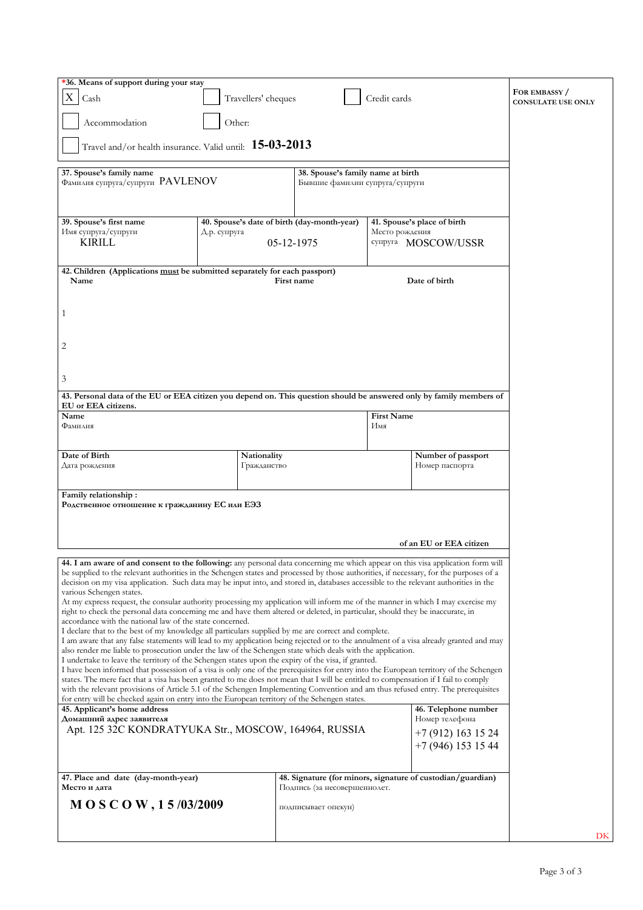**\*36. Means of support during your stay**

| | | |
|---|---|---|
| [X] Cash | [ ] Travellers' cheques | [ ] Credit cards |
| [ ] Accommodation | [ ] Other: | |
| [ ] Travel and/or health insurance. Valid until: **15-03-2013** | | |

**FOR EMBASSY / CONSULATE USE ONLY**

| | | |
|---|---|---|
| **37. Spouse's family name** Фамилия супруга/супруги PAVLENOV | **38. Spouse's family name at birth** Бывшие фамилии супруга/супруги | |
| **39. Spouse's first name** Имя супруга/супруги KIRILL | **40. Spouse's date of birth (day-month-year)** Д.р. супруга 05-12-1975 | **41. Spouse's place of birth** Место рождения супруга MOSCOW/USSR |

**42. Children (Applications must be submitted separately for each passport)**

| | Name | First name | Date of birth |
|---|---|---|---|
| 1 | | | |
| 2 | | | |
| 3 | | | |

**43. Personal data of the EU or EEA citizen you depend on. This question should be answered only by family members of EU or EEA citizens.**

| | | | |
|---|---|---|---|
| **Name** Фамилия | | **First Name** Имя | |
| **Date of Birth** Дата рождения | **Nationality** Гражданство | | **Number of passport** Номер паспорта |

**Family relationship :**
**Родственное отношение к гражданину ЕС или ЕЭЗ**

**of an EU or EEA citizen**

**44. I am aware of and consent to the following:** any personal data concerning me which appear on this visa application form will be supplied to the relevant authorities in the Schengen states and processed by those authorities, if necessary, for the purposes of a decision on my visa application. Such data may be input into, and stored in, databases accessible to the relevant authorities in the various Schengen states.
At my express request, the consular authority processing my application will inform me of the manner in which I may exercise my right to check the personal data concerning me and have them altered or deleted, in particular, should they be inaccurate, in accordance with the national law of the state concerned.
I declare that to the best of my knowledge all particulars supplied by me are correct and complete.
I am aware that any false statements will lead to my application being rejected or to the annulment of a visa already granted and may also render me liable to prosecution under the law of the Schengen state which deals with the application.
I undertake to leave the territory of the Schengen states upon the expiry of the visa, if granted.
I have been informed that possession of a visa is only one of the prerequisites for entry into the European territory of the Schengen states. The mere fact that a visa has been granted to me does not mean that I will be entitled to compensation if I fail to comply with the relevant provisions of Article 5.1 of the Schengen Implementing Convention and am thus refused entry. The prerequisites for entry will be checked again on entry into the European territory of the Schengen states.

| | |
|---|---|
| **45. Applicant's home address** **Домашний адрес заявителя** Apt. 125 32C KONDRATYUKA Str., MOSCOW, 164964, RUSSIA | **46. Telephone number** Номер телефона +7 (912) 163 15 24 +7 (946) 153 15 44 |
| **47. Place and date (day-month-year)** **Место и дата** **M O S C O W , 1 5 /03/2009** | **48. Signature (for minors, signature of custodian/guardian)** Подпись (за несовершеннолет. подписывает опекун) |

DK